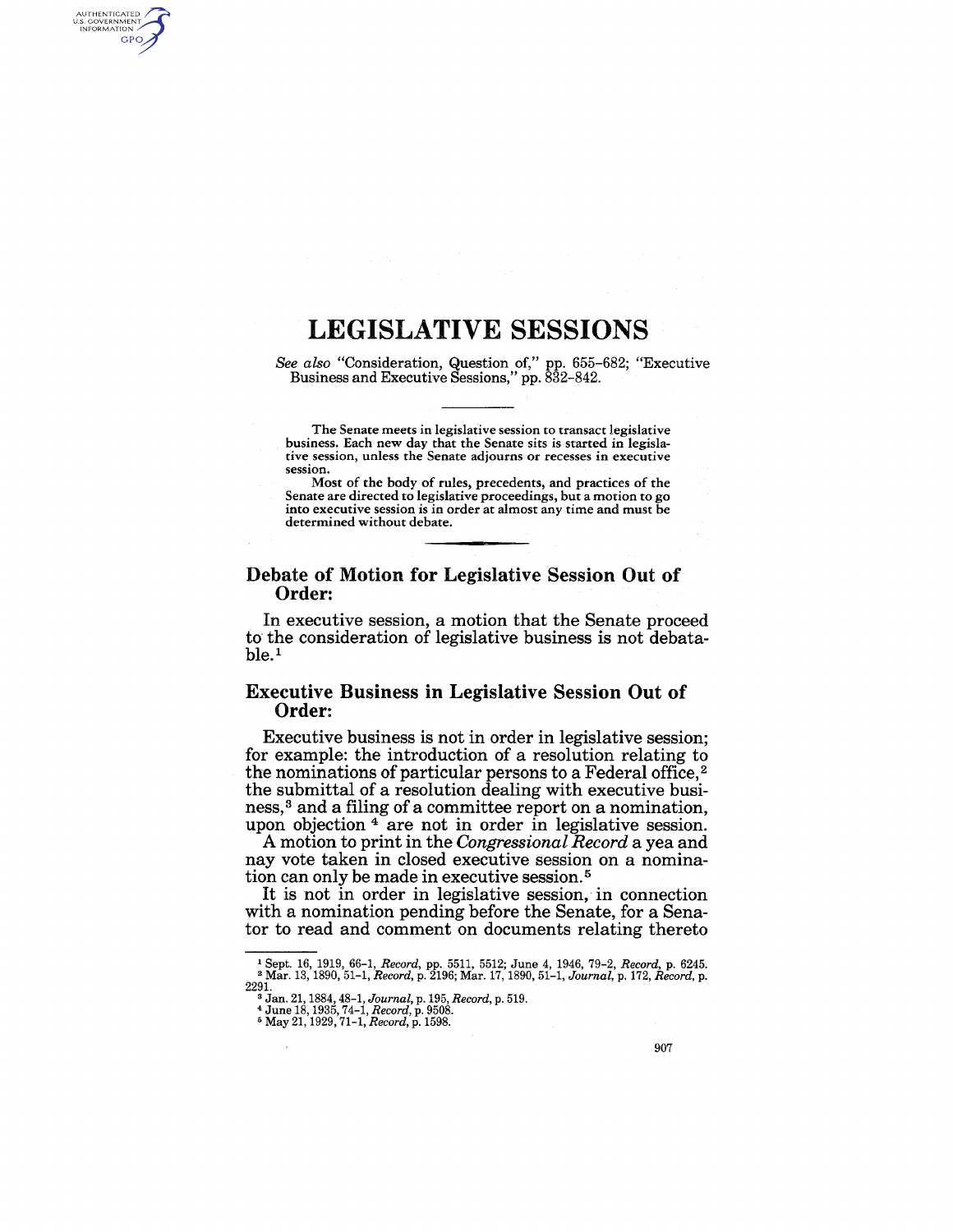# LEGISLATIVE SESSIONS

*See also* "Consideration, Question of," pp. 655–682; "Executive Business and Executive Sessions," pp. 832–842.

The Senate meets in legislative session to transact legislative business. Each new day that the Senate sits is started in legislative session, unless the Senate adjourns or recesses in executive session.

Most of the body of rules, precedents, and practices of the Senate are directed to legislative proceedings, but a motion to go into executive session is in order at almost any time and must be determined without debate.

## Debate of Motion for Legislative Session Out of Order:

In executive session, a motion that the Senate proceed to the consideration of legislative business is not debatable.[1]

## Executive Business in Legislative Session Out of Order:

Executive business is not in order in legislative session; for example: the introduction of a resolution relating to the nominations of particular persons to a Federal office,[2] the submittal of a resolution dealing with executive business,[3] and a filing of a committee report on a nomination, upon objection [4] are not in order in legislative session.

A motion to print in the *Congressional Record* a yea and nay vote taken in closed executive session on a nomination can only be made in executive session.[5]

It is not in order in legislative session, in connection with a nomination pending before the Senate, for a Senator to read and comment on documents relating thereto

---

[1] Sept. 16, 1919, 66–1, *Record*, pp. 5511, 5512; June 4, 1946, 79–2, *Record*, p. 6245.

[2] Mar. 13, 1890, 51–1, *Record*, p. 2196; Mar. 17, 1890, 51–1, *Journal*, p. 172, *Record*, p. 2291.

[3] Jan. 21, 1884, 48–1, *Journal*, p. 195, *Record*, p. 519.

[4] June 18, 1935, 74–1, *Record*, p. 9508.

[5] May 21, 1929, 71–1, *Record*, p. 1598.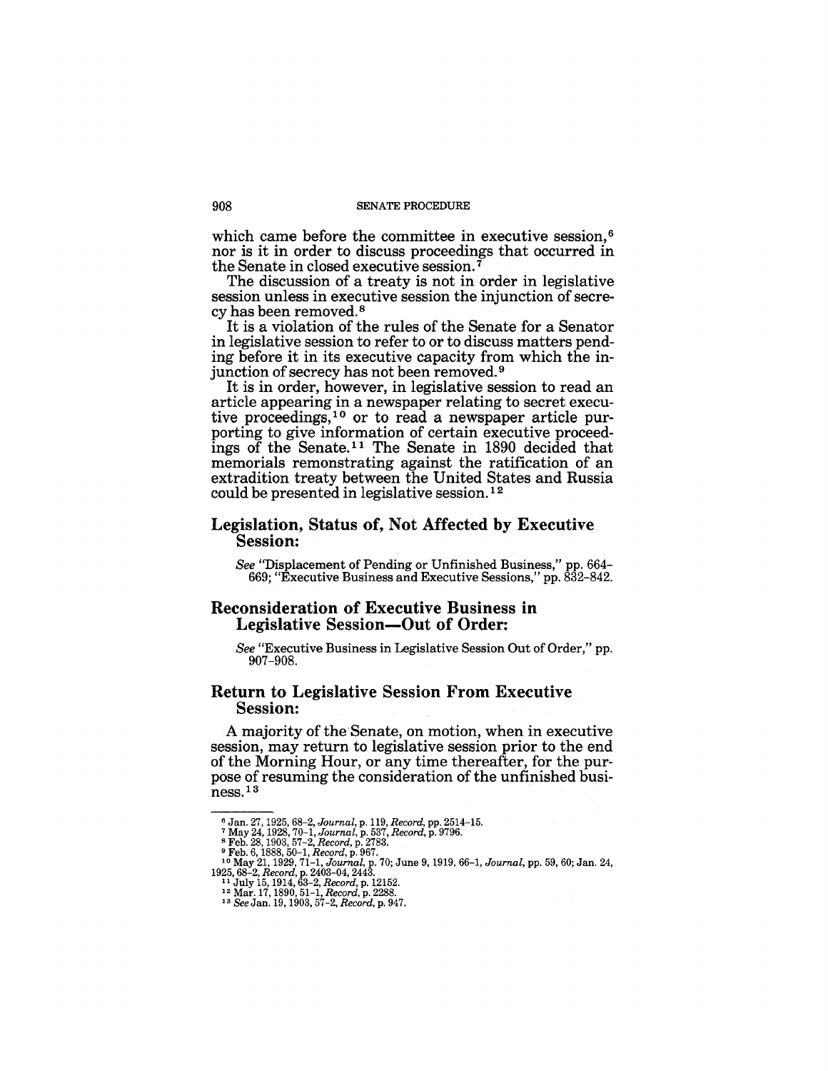which came before the committee in executive session,[6] nor is it in order to discuss proceedings that occurred in the Senate in closed executive session.[7]

The discussion of a treaty is not in order in legislative session unless in executive session the injunction of secrecy has been removed.[8]

It is a violation of the rules of the Senate for a Senator in legislative session to refer to or to discuss matters pending before it in its executive capacity from which the injunction of secrecy has not been removed.[9]

It is in order, however, in legislative session to read an article appearing in a newspaper relating to secret executive proceedings,[10] or to read a newspaper article purporting to give information of certain executive proceedings of the Senate.[11] The Senate in 1890 decided that memorials remonstrating against the ratification of an extradition treaty between the United States and Russia could be presented in legislative session.[12]

## Legislation, Status of, Not Affected by Executive Session:

*See* "Displacement of Pending or Unfinished Business," pp. 664–669; "Executive Business and Executive Sessions," pp. 832–842.

## Reconsideration of Executive Business in Legislative Session—Out of Order:

*See* "Executive Business in Legislative Session Out of Order," pp. 907–908.

## Return to Legislative Session From Executive Session:

A majority of the Senate, on motion, when in executive session, may return to legislative session prior to the end of the Morning Hour, or any time thereafter, for the purpose of resuming the consideration of the unfinished business.[13]

---

[6] Jan. 27, 1925, 68–2, *Journal*, p. 119, *Record*, pp. 2514–15.
[7] May 24, 1928, 70–1, *Journal*, p. 537, *Record*, p. 9796.
[8] Feb. 28, 1903, 57–2, *Record*, p. 2783.
[9] Feb. 6, 1888, 50–1, *Record*, p. 967.
[10] May 21, 1929, 71–1, *Journal*, p. 70; June 9, 1919, 66–1, *Journal*, pp. 59, 60; Jan. 24, 1925, 68–2, *Record*, p. 2403–04, 2443.
[11] July 15, 1914, 63–2, *Record*, p. 12152.
[12] Mar. 17, 1890, 51–1, *Record*, p. 2288.
[13] *See* Jan. 19, 1903, 57–2, *Record*, p. 947.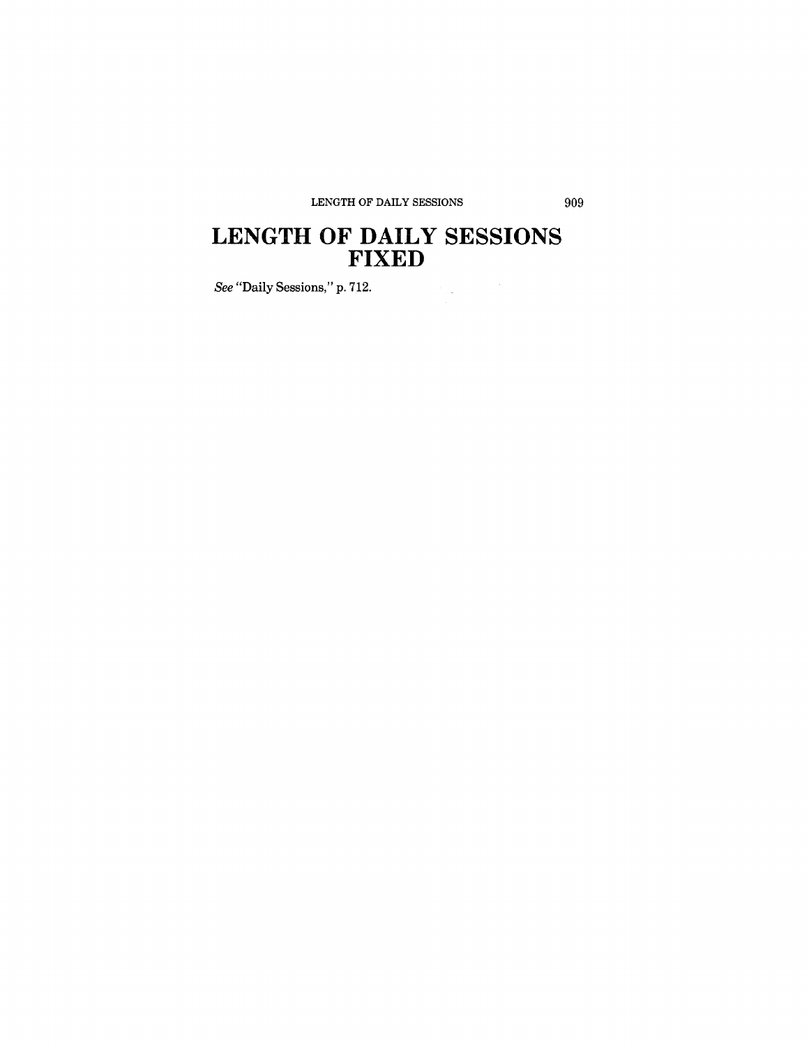# LENGTH OF DAILY SESSIONS FIXED

*See* "Daily Sessions," p. 712.